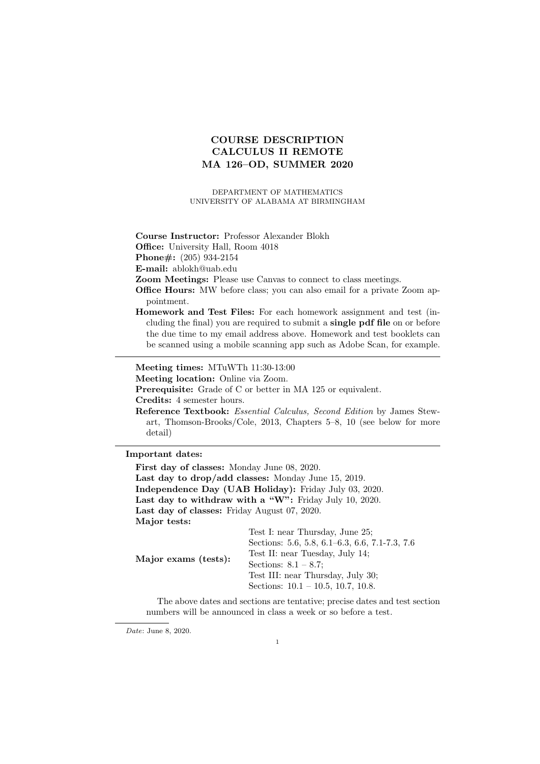# COURSE DESCRIPTION
# CALCULUS II REMOTE
# MA 126–OD, SUMMER 2020

DEPARTMENT OF MATHEMATICS
UNIVERSITY OF ALABAMA AT BIRMINGHAM

**Course Instructor:** Professor Alexander Blokh
**Office:** University Hall, Room 4018
**Phone#:** (205) 934-2154
**E-mail:** ablokh@uab.edu
**Zoom Meetings:** Please use Canvas to connect to class meetings.
**Office Hours:** MW before class; you can also email for a private Zoom appointment.
**Homework and Test Files:** For each homework assignment and test (including the final) you are required to submit a **single pdf file** on or before the due time to my email address above. Homework and test booklets can be scanned using a mobile scanning app such as Adobe Scan, for example.

---

**Meeting times:** MTuWTh 11:30-13:00
**Meeting location:** Online via Zoom.
**Prerequisite:** Grade of C or better in MA 125 or equivalent.
**Credits:** 4 semester hours.
**Reference Textbook:** *Essential Calculus, Second Edition* by James Stewart, Thomson-Brooks/Cole, 2013, Chapters 5–8, 10 (see below for more detail)

---

**Important dates:**

**First day of classes:** Monday June 08, 2020.
**Last day to drop/add classes:** Monday June 15, 2019.
**Independence Day (UAB Holiday):** Friday July 03, 2020.
**Last day to withdraw with a "W":** Friday July 10, 2020.
**Last day of classes:** Friday August 07, 2020.
**Major tests:**

| | |
|---|---|
| **Major exams (tests):** | Test I: near Thursday, June 25; Sections: 5.6, 5.8, 6.1–6.3, 6.6, 7.1-7.3, 7.6 |
| | Test II: near Tuesday, July 14; Sections: 8.1 – 8.7; |
| | Test III: near Thursday, July 30; Sections: 10.1 – 10.5, 10.7, 10.8. |

The above dates and sections are tentative; precise dates and test section numbers will be announced in class a week or so before a test.

*Date*: June 8, 2020.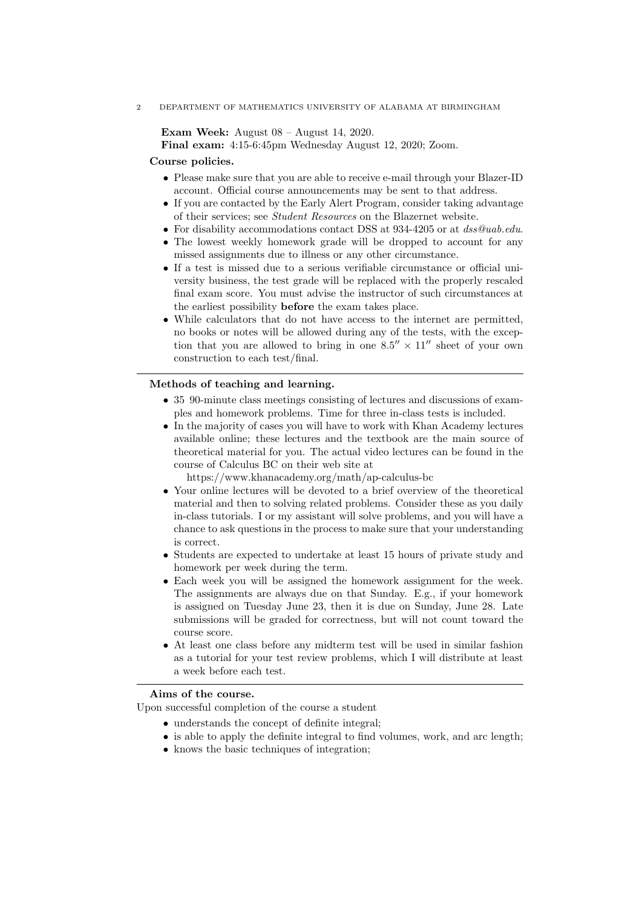**Exam Week:** August 08 – August 14, 2020.

**Final exam:** 4:15-6:45pm Wednesday August 12, 2020; Zoom.

**Course policies.**

- Please make sure that you are able to receive e-mail through your Blazer-ID account. Official course announcements may be sent to that address.
- If you are contacted by the Early Alert Program, consider taking advantage of their services; see *Student Resources* on the Blazernet website.
- For disability accommodations contact DSS at 934-4205 or at *dss@uab.edu*.
- The lowest weekly homework grade will be dropped to account for any missed assignments due to illness or any other circumstance.
- If a test is missed due to a serious verifiable circumstance or official university business, the test grade will be replaced with the properly rescaled final exam score. You must advise the instructor of such circumstances at the earliest possibility **before** the exam takes place.
- While calculators that do not have access to the internet are permitted, no books or notes will be allowed during any of the tests, with the exception that you are allowed to bring in one $8.5'' \times 11''$ sheet of your own construction to each test/final.

---

**Methods of teaching and learning.**

- 35 90-minute class meetings consisting of lectures and discussions of examples and homework problems. Time for three in-class tests is included.
- In the majority of cases you will have to work with Khan Academy lectures available online; these lectures and the textbook are the main source of theoretical material for you. The actual video lectures can be found in the course of Calculus BC on their web site at

  https://www.khanacademy.org/math/ap-calculus-bc
- Your online lectures will be devoted to a brief overview of the theoretical material and then to solving related problems. Consider these as you daily in-class tutorials. I or my assistant will solve problems, and you will have a chance to ask questions in the process to make sure that your understanding is correct.
- Students are expected to undertake at least 15 hours of private study and homework per week during the term.
- Each week you will be assigned the homework assignment for the week. The assignments are always due on that Sunday. E.g., if your homework is assigned on Tuesday June 23, then it is due on Sunday, June 28. Late submissions will be graded for correctness, but will not count toward the course score.
- At least one class before any midterm test will be used in similar fashion as a tutorial for your test review problems, which I will distribute at least a week before each test.

---

**Aims of the course.**

Upon successful completion of the course a student

- understands the concept of definite integral;
- is able to apply the definite integral to find volumes, work, and arc length;
- knows the basic techniques of integration;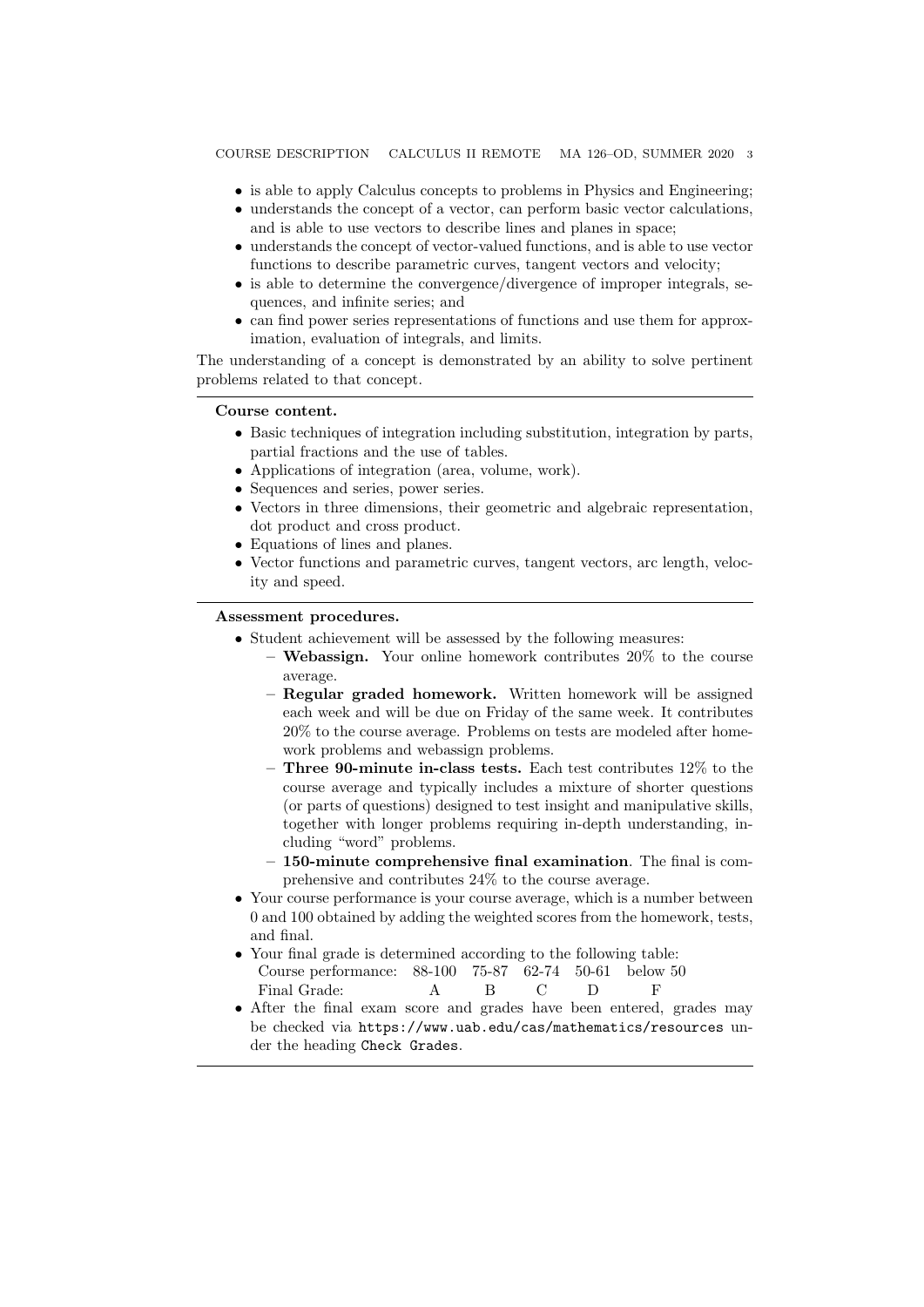- is able to apply Calculus concepts to problems in Physics and Engineering;
- understands the concept of a vector, can perform basic vector calculations, and is able to use vectors to describe lines and planes in space;
- understands the concept of vector-valued functions, and is able to use vector functions to describe parametric curves, tangent vectors and velocity;
- is able to determine the convergence/divergence of improper integrals, sequences, and infinite series; and
- can find power series representations of functions and use them for approximation, evaluation of integrals, and limits.

The understanding of a concept is demonstrated by an ability to solve pertinent problems related to that concept.

---

**Course content.**

- Basic techniques of integration including substitution, integration by parts, partial fractions and the use of tables.
- Applications of integration (area, volume, work).
- Sequences and series, power series.
- Vectors in three dimensions, their geometric and algebraic representation, dot product and cross product.
- Equations of lines and planes.
- Vector functions and parametric curves, tangent vectors, arc length, velocity and speed.

---

**Assessment procedures.**

- Student achievement will be assessed by the following measures:
  - **Webassign.** Your online homework contributes 20% to the course average.
  - **Regular graded homework.** Written homework will be assigned each week and will be due on Friday of the same week. It contributes 20% to the course average. Problems on tests are modeled after homework problems and webassign problems.
  - **Three 90-minute in-class tests.** Each test contributes 12% to the course average and typically includes a mixture of shorter questions (or parts of questions) designed to test insight and manipulative skills, together with longer problems requiring in-depth understanding, including "word" problems.
  - **150-minute comprehensive final examination**. The final is comprehensive and contributes 24% to the course average.
- Your course performance is your course average, which is a number between 0 and 100 obtained by adding the weighted scores from the homework, tests, and final.
- Your final grade is determined according to the following table:

| Course performance: | 88-100 | 75-87 | 62-74 | 50-61 | below 50 |
|---|---|---|---|---|---|
| Final Grade: | A | B | C | D | F |

- After the final exam score and grades have been entered, grades may be checked via `https://www.uab.edu/cas/mathematics/resources` under the heading `Check Grades`.

---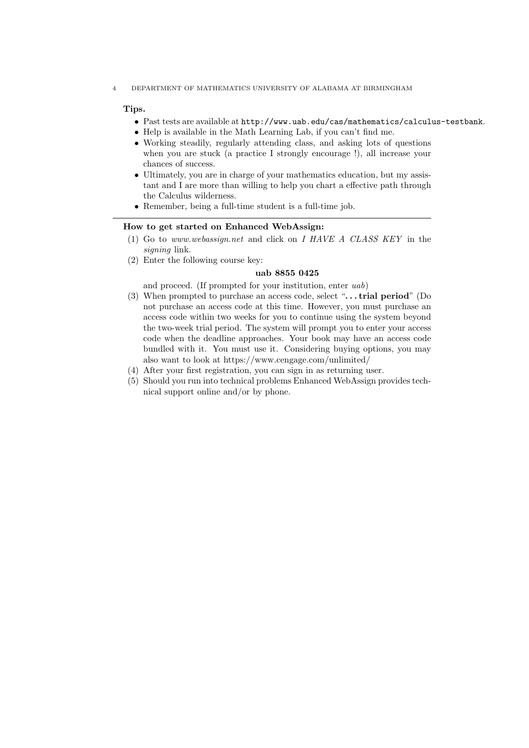**Tips.**

- Past tests are available at `http://www.uab.edu/cas/mathematics/calculus-testbank`.
- Help is available in the Math Learning Lab, if you can't find me.
- Working steadily, regularly attending class, and asking lots of questions when you are stuck (a practice I strongly encourage !), all increase your chances of success.
- Ultimately, you are in charge of your mathematics education, but my assistant and I are more than willing to help you chart a effective path through the Calculus wilderness.
- Remember, being a full-time student is a full-time job.

---

**How to get started on Enhanced WebAssign:**

(1) Go to *www.webassign.net* and click on *I HAVE A CLASS KEY* in the *signing* link.

(2) Enter the following course key:

**uab 8855 0425**

and proceed. (If prompted for your institution, enter *uab*)

(3) When prompted to purchase an access code, select "**. . . trial period**" (Do not purchase an access code at this time. However, you must purchase an access code within two weeks for you to continue using the system beyond the two-week trial period. The system will prompt you to enter your access code when the deadline approaches. Your book may have an access code bundled with it. You must use it. Considering buying options, you may also want to look at https://www.cengage.com/unlimited/

(4) After your first registration, you can sign in as returning user.

(5) Should you run into technical problems Enhanced WebAssign provides technical support online and/or by phone.